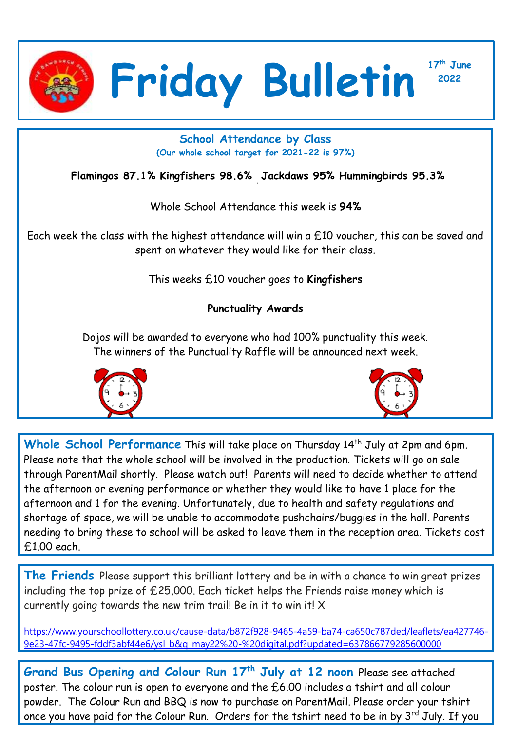# Friday Bulletin

**17th June 2022**

## School Attendance by Class

**(Our whole school target for 2021-22 is 97%)**

**Flamingos 87.1% Kingfishers 98.6% Jackdaws 95% Hummingbirds 95.3%**

Whole School Attendance this week is **94%**

Each week the class with the highest attendance will win a £10 voucher, this can be saved and spent on whatever they would like for their class.

This weeks £10 voucher goes to **Kingfishers**

**Punctuality Awards**

Dojos will be awarded to everyone who had 100% punctuality this week.
The winners of the Punctuality Raffle will be announced next week.

**Whole School Performance** This will take place on Thursday 14th July at 2pm and 6pm. Please note that the whole school will be involved in the production. Tickets will go on sale through ParentMail shortly. Please watch out! Parents will need to decide whether to attend the afternoon or evening performance or whether they would like to have 1 place for the afternoon and 1 for the evening. Unfortunately, due to health and safety regulations and shortage of space, we will be unable to accommodate pushchairs/buggies in the hall. Parents needing to bring these to school will be asked to leave them in the reception area. Tickets cost £1.00 each.

**The Friends** Please support this brilliant lottery and be in with a chance to win great prizes including the top prize of £25,000. Each ticket helps the Friends raise money which is currently going towards the new trim trail! Be in it to win it! X

https://www.yourschoollottery.co.uk/cause-data/b872f928-9465-4a59-ba74-ca650c787ded/leaflets/ea427746-9e23-47fc-9495-fddf3abf44e6/ysl_b&q_may22%20-%20digital.pdf?updated=637866779285600000

**Grand Bus Opening and Colour Run 17th July at 12 noon** Please see attached poster. The colour run is open to everyone and the £6.00 includes a tshirt and all colour powder. The Colour Run and BBQ is now to purchase on ParentMail. Please order your tshirt once you have paid for the Colour Run. Orders for the tshirt need to be in by 3rd July. If you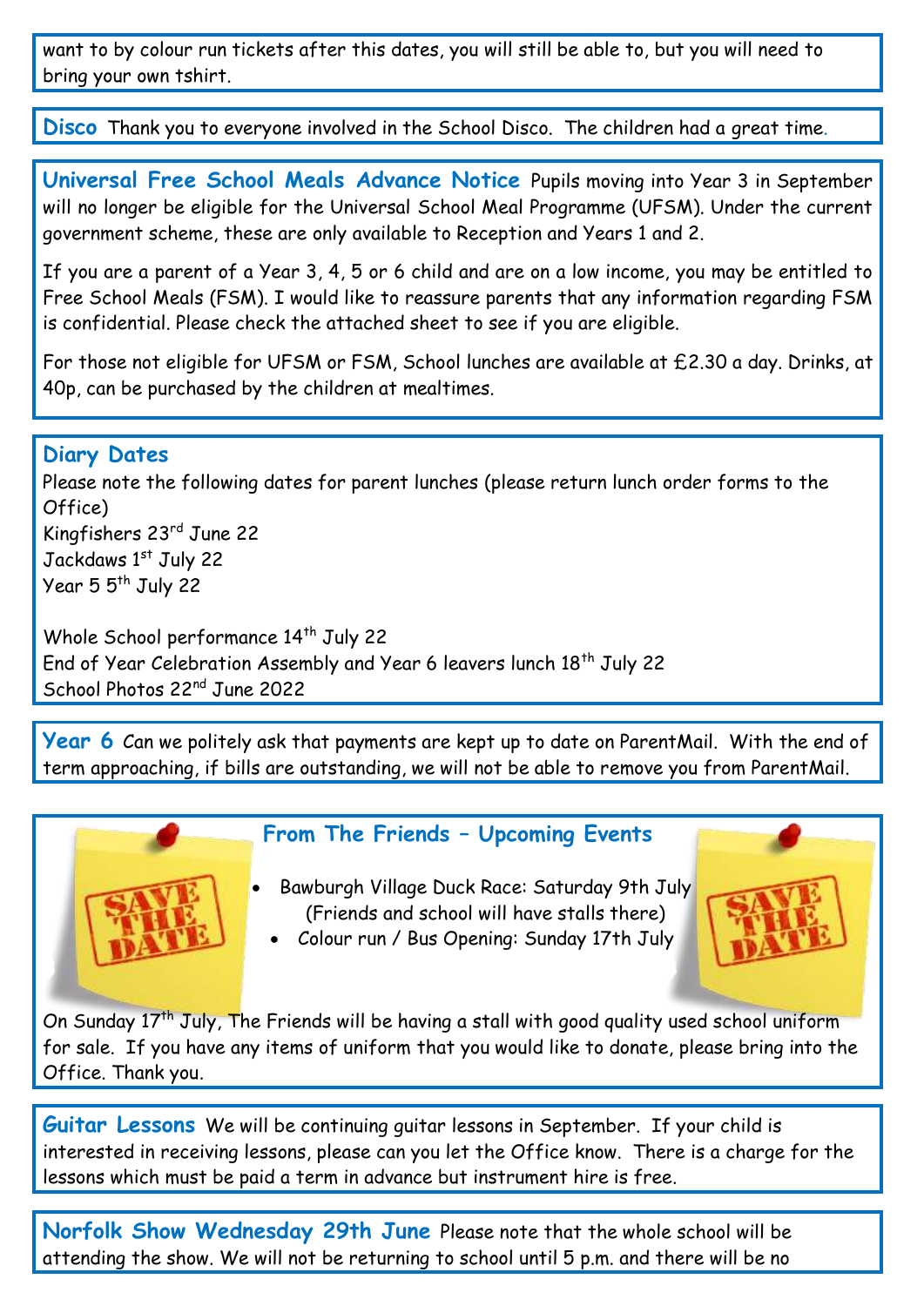want to by colour run tickets after this dates, you will still be able to, but you will need to bring your own tshirt.

**Disco** Thank you to everyone involved in the School Disco. The children had a great time.

**Universal Free School Meals Advance Notice** Pupils moving into Year 3 in September will no longer be eligible for the Universal School Meal Programme (UFSM). Under the current government scheme, these are only available to Reception and Years 1 and 2.

If you are a parent of a Year 3, 4, 5 or 6 child and are on a low income, you may be entitled to Free School Meals (FSM). I would like to reassure parents that any information regarding FSM is confidential. Please check the attached sheet to see if you are eligible.

For those not eligible for UFSM or FSM, School lunches are available at £2.30 a day. Drinks, at 40p, can be purchased by the children at mealtimes.

**Diary Dates**

Please note the following dates for parent lunches (please return lunch order forms to the Office)

Kingfishers 23rd June 22
Jackdaws 1st July 22
Year 5 5th July 22

Whole School performance 14th July 22
End of Year Celebration Assembly and Year 6 leavers lunch 18th July 22
School Photos 22nd June 2022

**Year 6** Can we politely ask that payments are kept up to date on ParentMail. With the end of term approaching, if bills are outstanding, we will not be able to remove you from ParentMail.

**From The Friends – Upcoming Events**

- Bawburgh Village Duck Race: Saturday 9th July (Friends and school will have stalls there)
- Colour run / Bus Opening: Sunday 17th July

On Sunday 17th July, The Friends will be having a stall with good quality used school uniform for sale. If you have any items of uniform that you would like to donate, please bring into the Office. Thank you.

**Guitar Lessons** We will be continuing guitar lessons in September. If your child is interested in receiving lessons, please can you let the Office know. There is a charge for the lessons which must be paid a term in advance but instrument hire is free.

**Norfolk Show Wednesday 29th June** Please note that the whole school will be attending the show. We will not be returning to school until 5 p.m. and there will be no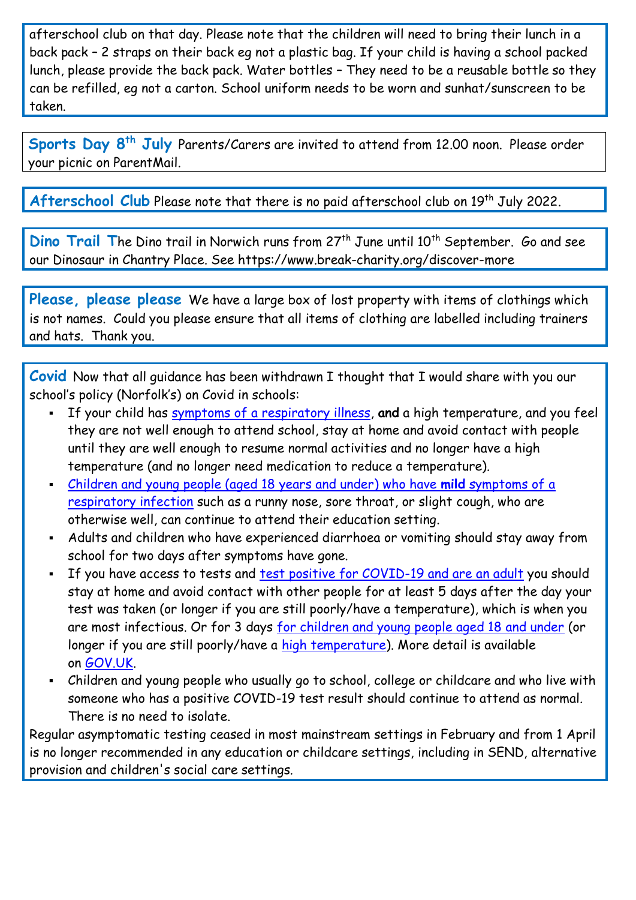afterschool club on that day. Please note that the children will need to bring their lunch in a back pack – 2 straps on their back eg not a plastic bag. If your child is having a school packed lunch, please provide the back pack. Water bottles – They need to be a reusable bottle so they can be refilled, eg not a carton. School uniform needs to be worn and sunhat/sunscreen to be taken.

**Sports Day 8th July** Parents/Carers are invited to attend from 12.00 noon. Please order your picnic on ParentMail.

**Afterschool Club** Please note that there is no paid afterschool club on 19th July 2022.

**Dino Trail** The Dino trail in Norwich runs from 27th June until 10th September. Go and see our Dinosaur in Chantry Place. See https://www.break-charity.org/discover-more

**Please, please please** We have a large box of lost property with items of clothings which is not names. Could you please ensure that all items of clothing are labelled including trainers and hats. Thank you.

**Covid** Now that all guidance has been withdrawn I thought that I would share with you our school's policy (Norfolk's) on Covid in schools:

- If your child has symptoms of a respiratory illness, **and** a high temperature, and you feel they are not well enough to attend school, stay at home and avoid contact with people until they are well enough to resume normal activities and no longer have a high temperature (and no longer need medication to reduce a temperature).
- Children and young people (aged 18 years and under) who have **mild** symptoms of a respiratory infection such as a runny nose, sore throat, or slight cough, who are otherwise well, can continue to attend their education setting.
- Adults and children who have experienced diarrhoea or vomiting should stay away from school for two days after symptoms have gone.
- If you have access to tests and test positive for COVID-19 and are an adult you should stay at home and avoid contact with other people for at least 5 days after the day your test was taken (or longer if you are still poorly/have a temperature), which is when you are most infectious. Or for 3 days for children and young people aged 18 and under (or longer if you are still poorly/have a high temperature). More detail is available on GOV.UK.
- Children and young people who usually go to school, college or childcare and who live with someone who has a positive COVID-19 test result should continue to attend as normal. There is no need to isolate.

Regular asymptomatic testing ceased in most mainstream settings in February and from 1 April is no longer recommended in any education or childcare settings, including in SEND, alternative provision and children's social care settings.